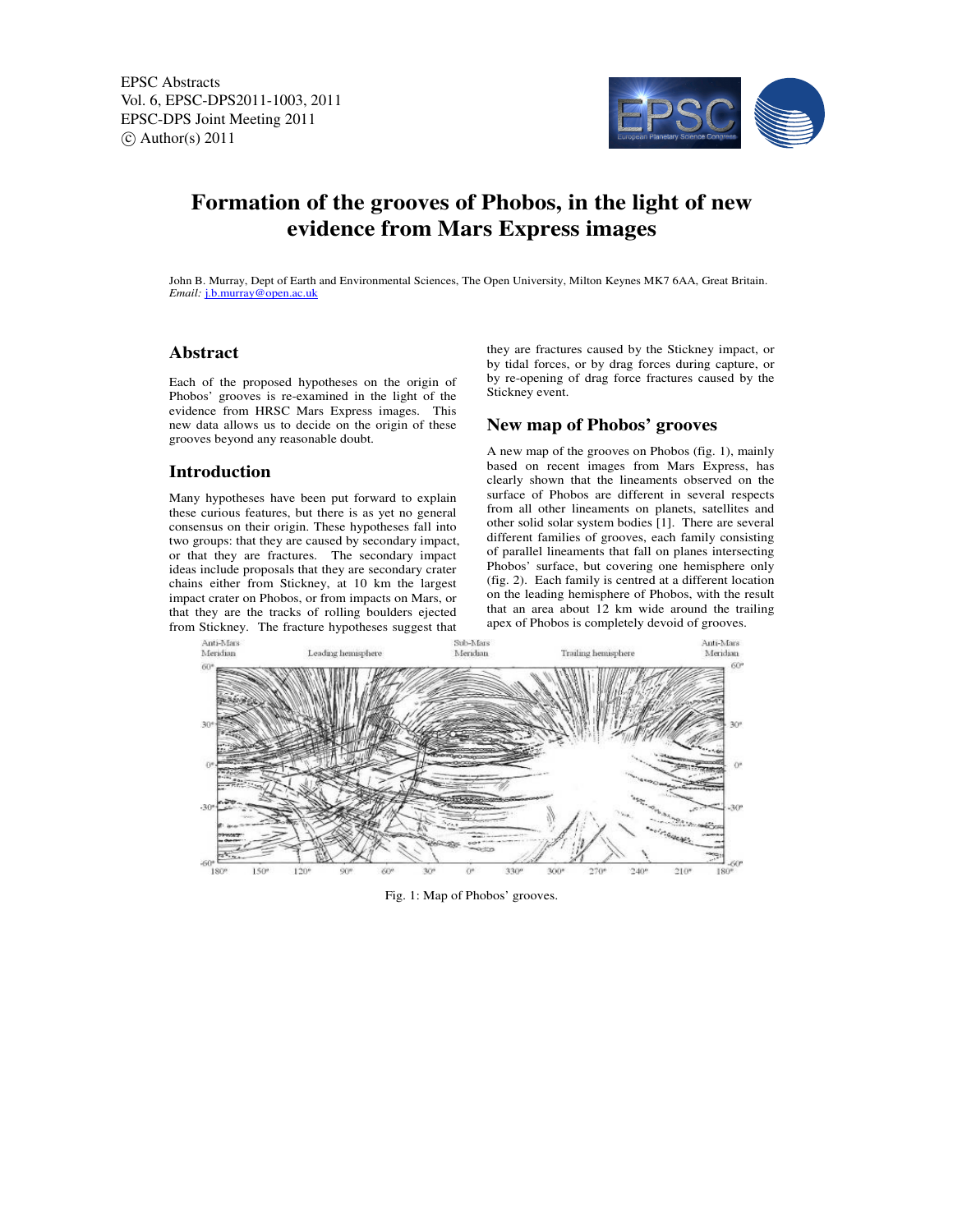# Formation of the grooves of Phobos, in the light of new evidence from Mars Express images

John B. Murray, Dept of Earth and Environmental Sciences, The Open University, Milton Keynes MK7 6AA, Great Britain.
*Email:* j.b.murray@open.ac.uk

## Abstract

Each of the proposed hypotheses on the origin of Phobos' grooves is re-examined in the light of the evidence from HRSC Mars Express images. This new data allows us to decide on the origin of these grooves beyond any reasonable doubt.

## Introduction

Many hypotheses have been put forward to explain these curious features, but there is as yet no general consensus on their origin. These hypotheses fall into two groups: that they are caused by secondary impact, or that they are fractures. The secondary impact ideas include proposals that they are secondary crater chains either from Stickney, at 10 km the largest impact crater on Phobos, or from impacts on Mars, or that they are the tracks of rolling boulders ejected from Stickney. The fracture hypotheses suggest that they are fractures caused by the Stickney impact, or by tidal forces, or by drag forces during capture, or by re-opening of drag force fractures caused by the Stickney event.

## New map of Phobos' grooves

A new map of the grooves on Phobos (fig. 1), mainly based on recent images from Mars Express, has clearly shown that the lineaments observed on the surface of Phobos are different in several respects from all other lineaments on planets, satellites and other solid solar system bodies [1]. There are several different families of grooves, each family consisting of parallel lineaments that fall on planes intersecting Phobos' surface, but covering one hemisphere only (fig. 2). Each family is centred at a different location on the leading hemisphere of Phobos, with the result that an area about 12 km wide around the trailing apex of Phobos is completely devoid of grooves.

Fig. 1: Map of Phobos' grooves.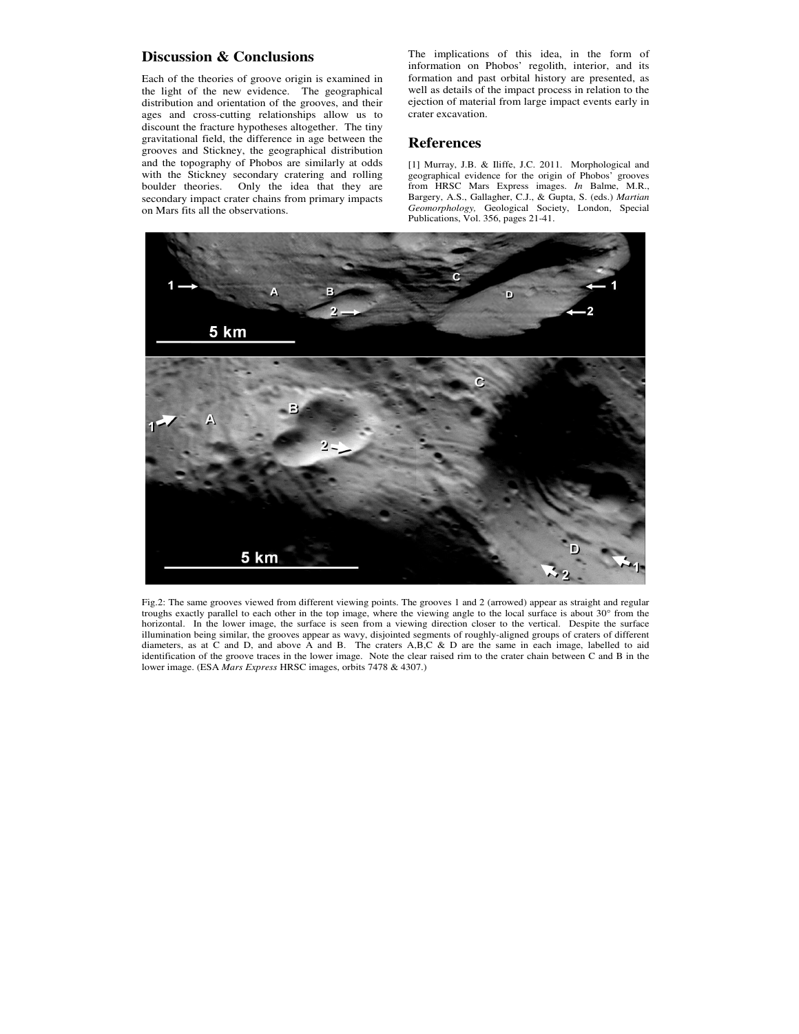## Discussion & Conclusions

Each of the theories of groove origin is examined in the light of the new evidence. The geographical distribution and orientation of the grooves, and their ages and cross-cutting relationships allow us to discount the fracture hypotheses altogether. The tiny gravitational field, the difference in age between the grooves and Stickney, the geographical distribution and the topography of Phobos are similarly at odds with the Stickney secondary cratering and rolling boulder theories. Only the idea that they are secondary impact crater chains from primary impacts on Mars fits all the observations.

The implications of this idea, in the form of information on Phobos' regolith, interior, and its formation and past orbital history are presented, as well as details of the impact process in relation to the ejection of material from large impact events early in crater excavation.

## References

[1] Murray, J.B. & Iliffe, J.C. 2011. Morphological and geographical evidence for the origin of Phobos' grooves from HRSC Mars Express images. *In* Balme, M.R., Bargery, A.S., Gallagher, C.J., & Gupta, S. (eds.) *Martian Geomorphology,* Geological Society, London, Special Publications, Vol. 356, pages 21-41.

Fig.2: The same grooves viewed from different viewing points. The grooves 1 and 2 (arrowed) appear as straight and regular troughs exactly parallel to each other in the top image, where the viewing angle to the local surface is about 30° from the horizontal. In the lower image, the surface is seen from a viewing direction closer to the vertical. Despite the surface illumination being similar, the grooves appear as wavy, disjointed segments of roughly-aligned groups of craters of different diameters, as at C and D, and above A and B. The craters A,B,C & D are the same in each image, labelled to aid identification of the groove traces in the lower image. Note the clear raised rim to the crater chain between C and B in the lower image. (ESA *Mars Express* HRSC images, orbits 7478 & 4307.)